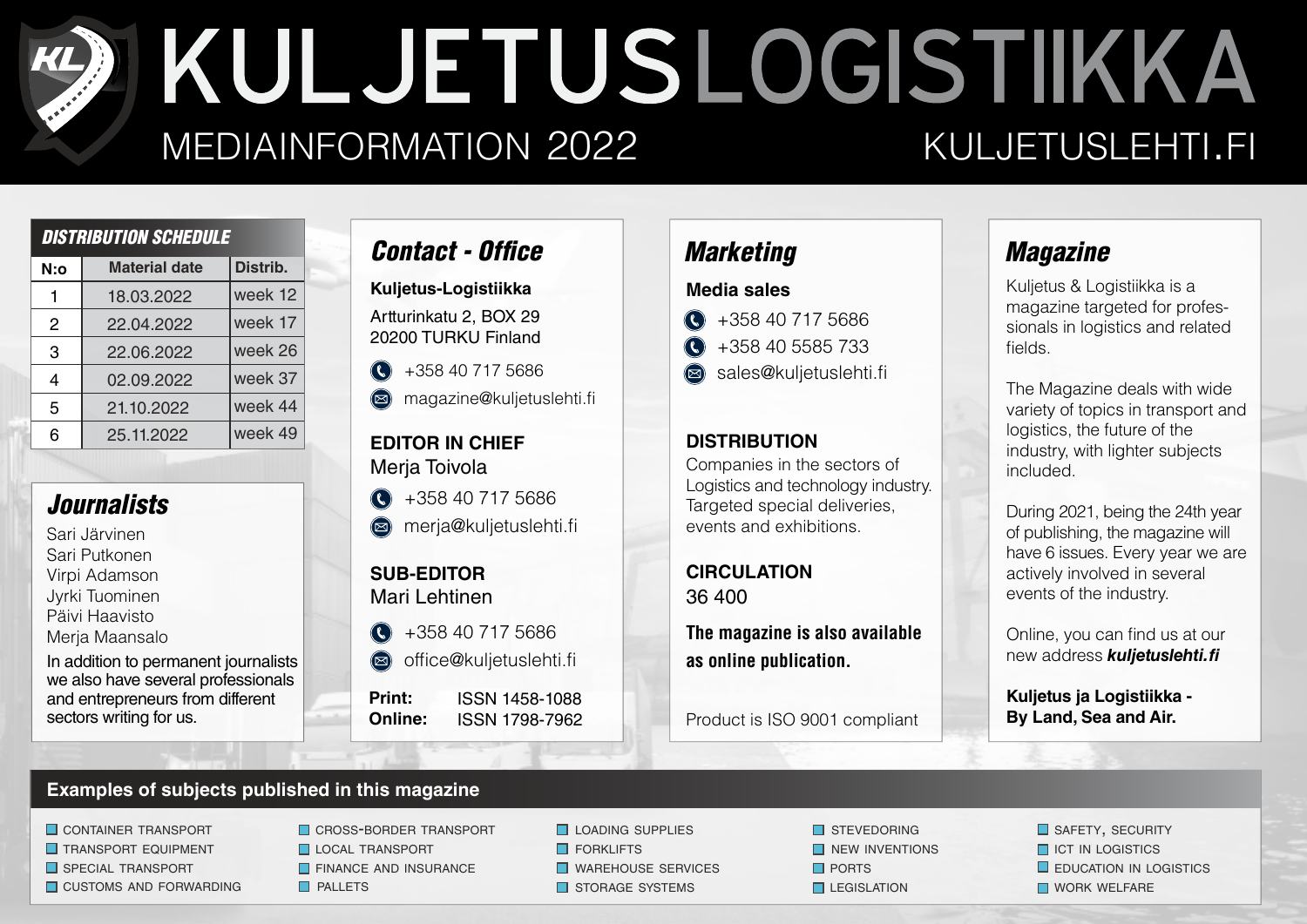# KULJETUSLOGISTIIKKA

## MEDIAINFORMATION 2022

KULJETUSLEHTI.FI

### DISTRIBUTION SCHEDULE

| N:o | Material date | Distrib. |
|---|---|---|
| 1 | 18.03.2022 | week 12 |
| 2 | 22.04.2022 | week 17 |
| 3 | 22.06.2022 | week 26 |
| 4 | 02.09.2022 | week 37 |
| 5 | 21.10.2022 | week 44 |
| 6 | 25.11.2022 | week 49 |

### Journalists

Sari Järvinen
Sari Putkonen
Virpi Adamson
Jyrki Tuominen
Päivi Haavisto
Merja Maansalo

In addition to permanent journalists we also have several professionals and entrepreneurs from different sectors writing for us.

### Contact - Office

**Kuljetus-Logistiikka**

Artturinkatu 2, BOX 29
20200 TURKU Finland

+358 40 717 5686
magazine@kuljetuslehti.fi

**EDITOR IN CHIEF**
Merja Toivola

+358 40 717 5686
merja@kuljetuslehti.fi

**SUB-EDITOR**
Mari Lehtinen

+358 40 717 5686
office@kuljetuslehti.fi

**Print:** ISSN 1458-1088
**Online:** ISSN 1798-7962

### Marketing

**Media sales**

+358 40 717 5686
+358 40 5585 733
sales@kuljetuslehti.fi

**DISTRIBUTION**

Companies in the sectors of Logistics and technology industry. Targeted special deliveries, events and exhibitions.

**CIRCULATION**

36 400

**The magazine is also available as online publication.**

Product is ISO 9001 compliant

### Magazine

Kuljetus & Logistiikka is a magazine targeted for professionals in logistics and related fields.

The Magazine deals with wide variety of topics in transport and logistics, the future of the industry, with lighter subjects included.

During 2021, being the 24th year of publishing, the magazine will have 6 issues. Every year we are actively involved in several events of the industry.

Online, you can find us at our new address ***kuljetuslehti.fi***

**Kuljetus ja Logistiikka - By Land, Sea and Air.**

### Examples of subjects published in this magazine

- CONTAINER TRANSPORT
- TRANSPORT EQUIPMENT
- SPECIAL TRANSPORT
- CUSTOMS AND FORWARDING
- CROSS-BORDER TRANSPORT
- LOCAL TRANSPORT
- FINANCE AND INSURANCE
- PALLETS
- LOADING SUPPLIES
- FORKLIFTS
- WAREHOUSE SERVICES
- STORAGE SYSTEMS
- STEVEDORING
- NEW INVENTIONS
- PORTS
- LEGISLATION
- SAFETY, SECURITY
- ICT IN LOGISTICS
- EDUCATION IN LOGISTICS
- WORK WELFARE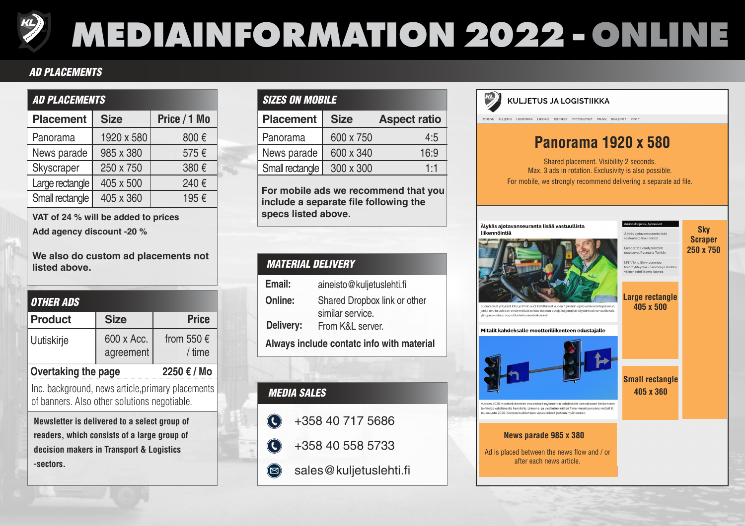# MEDIAINFORMATION 2022 - ONLINE

## AD PLACEMENTS

### AD PLACEMENTS

| Placement | Size | Price / 1 Mo |
|---|---|---|
| Panorama | 1920 x 580 | 800 € |
| News parade | 985 x 380 | 575 € |
| Skyscraper | 250 x 750 | 380 € |
| Large rectangle | 405 x 500 | 240 € |
| Small rectangle | 405 x 360 | 195 € |

**VAT of 24 % will be added to prices**

**Add agency discount -20 %**

**We also do custom ad placements not listed above.**

### OTHER ADS

| Product | Size | Price |
|---|---|---|
| Uutiskirje | 600 x Acc. agreement | from 550 € / time |
| **Overtaking the page** | | **2250 € / Mo** |

Inc. background, news article,primary placements of banners. Also other solutions negotiable.

**Newsletter is delivered to a select group of readers, which consists of a large group of decision makers in Transport & Logistics -sectors.**

### SIZES ON MOBILE

| Placement | Size | Aspect ratio |
|---|---|---|
| Panorama | 600 x 750 | 4:5 |
| News parade | 600 x 340 | 16:9 |
| Small rectangle | 300 x 300 | 1:1 |

**For mobile ads we recommend that you include a separate file following the specs listed above.**

### MATERIAL DELIVERY

**Email:** aineisto@kuljetuslehti.fi

**Online:** Shared Dropbox link or other similar service.

**Delivery:** From K&L server.

**Always include contatc info with material**

### MEDIA SALES

+358 40 717 5686

+358 40 558 5733

sales@kuljetuslehti.fi

KULJETUS JA LOGISTIIKKA

**Panorama 1920 x 580**

Shared placement. Visibility 2 seconds.
Max. 3 ads in rotation. Exclusivity is also possible.
For mobile, we strongly recommend delivering a separate ad file.

**Sky Scraper 250 x 750**

**Large rectangle 405 x 500**

**Small rectangle 405 x 360**

**News parade 985 x 380**

Ad is placed between the news flow and / or after each news article.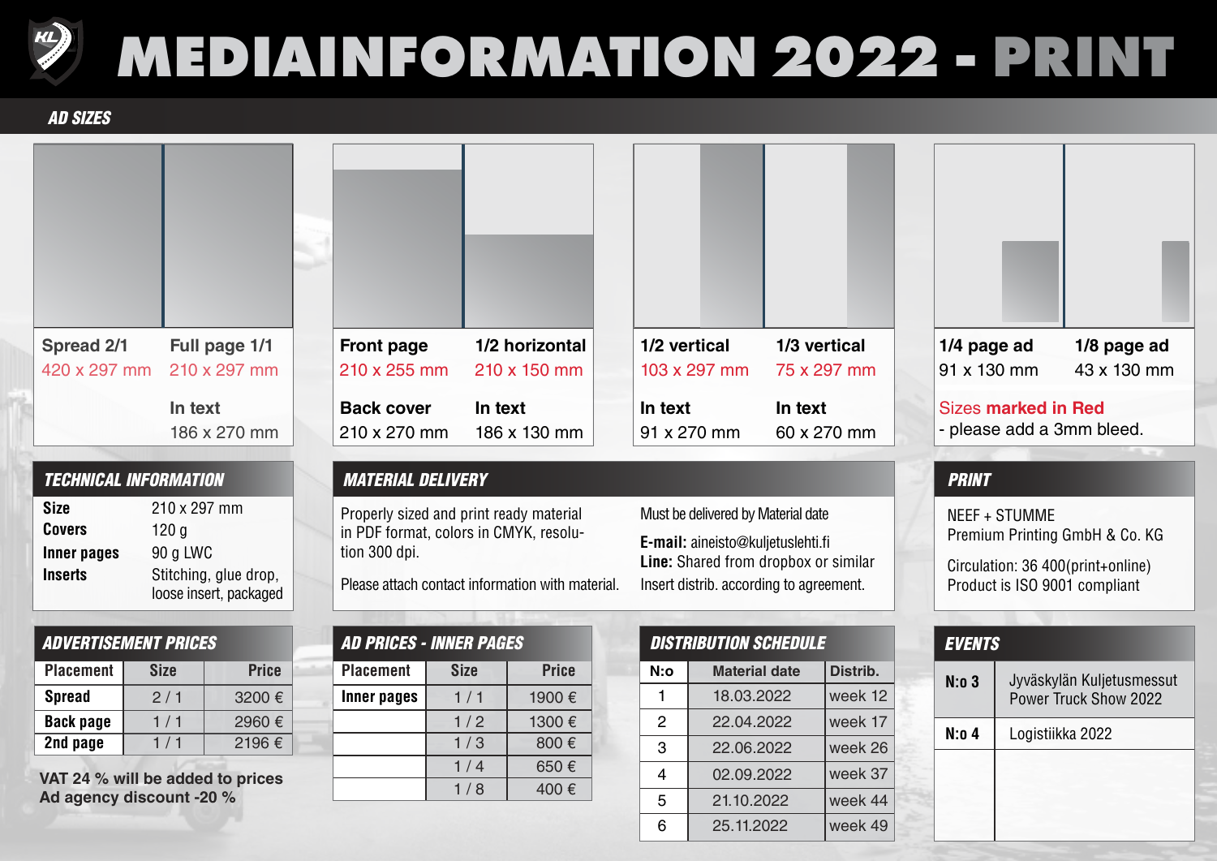# MEDIAINFORMATION 2022 - PRINT

## AD SIZES

**Spread 2/1**
420 x 297 mm

**Full page 1/1**
210 x 297 mm

**In text**
186 x 270 mm

**Front page**
210 x 255 mm

**Back cover**
210 x 270 mm

**1/2 horizontal**
210 x 150 mm

**In text**
186 x 130 mm

**1/2 vertical**
103 x 297 mm

**In text**
91 x 270 mm

**1/3 vertical**
75 x 297 mm

**In text**
60 x 270 mm

**1/4 page ad**
91 x 130 mm

**1/8 page ad**
43 x 130 mm

Sizes marked in Red
- please add a 3mm bleed.

## TECHNICAL INFORMATION

| | |
|---|---|
| **Size** | 210 x 297 mm |
| **Covers** | 120 g |
| **Inner pages** | 90 g LWC |
| **Inserts** | Stitching, glue drop, loose insert, packaged |

## MATERIAL DELIVERY

Properly sized and print ready material in PDF format, colors in CMYK, resolution 300 dpi.

Please attach contact information with material.

Must be delivered by Material date

**E-mail:** aineisto@kuljetuslehti.fi
**Line:** Shared from dropbox or similar
Insert distrib. according to agreement.

## PRINT

NEEF + STUMME
Premium Printing GmbH & Co. KG

Circulation: 36 400(print+online)
Product is ISO 9001 compliant

## ADVERTISEMENT PRICES

| Placement | Size | Price |
|---|---|---|
| Spread | 2 / 1 | 3200 € |
| Back page | 1 / 1 | 2960 € |
| 2nd page | 1 / 1 | 2196 € |

VAT 24 % will be added to prices
Ad agency discount -20 %

## AD PRICES - INNER PAGES

| Placement | Size | Price |
|---|---|---|
| Inner pages | 1 / 1 | 1900 € |
| | 1 / 2 | 1300 € |
| | 1 / 3 | 800 € |
| | 1 / 4 | 650 € |
| | 1 / 8 | 400 € |

## DISTRIBUTION SCHEDULE

| N:o | Material date | Distrib. |
|---|---|---|
| 1 | 18.03.2022 | week 12 |
| 2 | 22.04.2022 | week 17 |
| 3 | 22.06.2022 | week 26 |
| 4 | 02.09.2022 | week 37 |
| 5 | 21.10.2022 | week 44 |
| 6 | 25.11.2022 | week 49 |

## EVENTS

| | |
|---|---|
| **N:o 3** | Jyväskylän Kuljetusmessut Power Truck Show 2022 |
| **N:o 4** | Logistiikka 2022 |